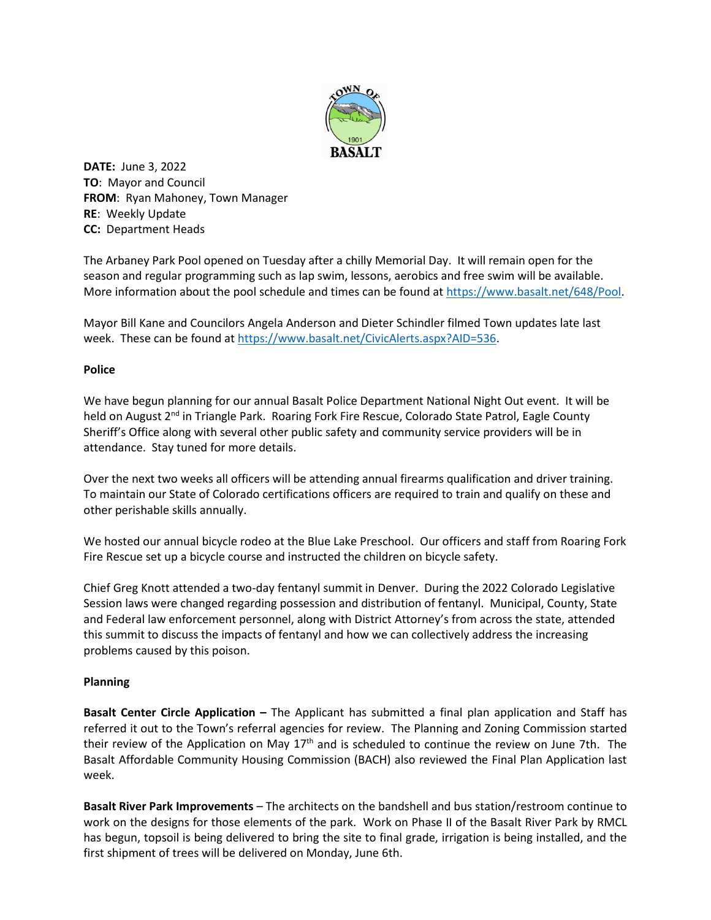**DATE:** June 3, 2022
**TO**: Mayor and Council
**FROM**: Ryan Mahoney, Town Manager
**RE**: Weekly Update
**CC:** Department Heads

The Arbaney Park Pool opened on Tuesday after a chilly Memorial Day. It will remain open for the season and regular programming such as lap swim, lessons, aerobics and free swim will be available. More information about the pool schedule and times can be found at https://www.basalt.net/648/Pool.

Mayor Bill Kane and Councilors Angela Anderson and Dieter Schindler filmed Town updates late last week. These can be found at https://www.basalt.net/CivicAlerts.aspx?AID=536.

**Police**

We have begun planning for our annual Basalt Police Department National Night Out event. It will be held on August 2nd in Triangle Park. Roaring Fork Fire Rescue, Colorado State Patrol, Eagle County Sheriff's Office along with several other public safety and community service providers will be in attendance. Stay tuned for more details.

Over the next two weeks all officers will be attending annual firearms qualification and driver training. To maintain our State of Colorado certifications officers are required to train and qualify on these and other perishable skills annually.

We hosted our annual bicycle rodeo at the Blue Lake Preschool. Our officers and staff from Roaring Fork Fire Rescue set up a bicycle course and instructed the children on bicycle safety.

Chief Greg Knott attended a two-day fentanyl summit in Denver. During the 2022 Colorado Legislative Session laws were changed regarding possession and distribution of fentanyl. Municipal, County, State and Federal law enforcement personnel, along with District Attorney's from across the state, attended this summit to discuss the impacts of fentanyl and how we can collectively address the increasing problems caused by this poison.

**Planning**

**Basalt Center Circle Application –** The Applicant has submitted a final plan application and Staff has referred it out to the Town's referral agencies for review. The Planning and Zoning Commission started their review of the Application on May 17th and is scheduled to continue the review on June 7th. The Basalt Affordable Community Housing Commission (BACH) also reviewed the Final Plan Application last week.

**Basalt River Park Improvements** – The architects on the bandshell and bus station/restroom continue to work on the designs for those elements of the park. Work on Phase II of the Basalt River Park by RMCL has begun, topsoil is being delivered to bring the site to final grade, irrigation is being installed, and the first shipment of trees will be delivered on Monday, June 6th.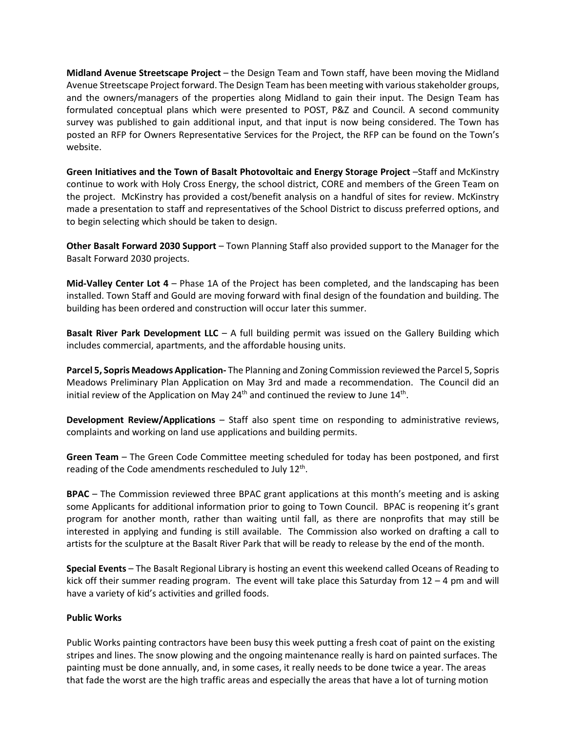**Midland Avenue Streetscape Project** – the Design Team and Town staff, have been moving the Midland Avenue Streetscape Project forward. The Design Team has been meeting with various stakeholder groups, and the owners/managers of the properties along Midland to gain their input. The Design Team has formulated conceptual plans which were presented to POST, P&Z and Council. A second community survey was published to gain additional input, and that input is now being considered. The Town has posted an RFP for Owners Representative Services for the Project, the RFP can be found on the Town's website.

**Green Initiatives and the Town of Basalt Photovoltaic and Energy Storage Project** –Staff and McKinstry continue to work with Holy Cross Energy, the school district, CORE and members of the Green Team on the project. McKinstry has provided a cost/benefit analysis on a handful of sites for review. McKinstry made a presentation to staff and representatives of the School District to discuss preferred options, and to begin selecting which should be taken to design.

**Other Basalt Forward 2030 Support** – Town Planning Staff also provided support to the Manager for the Basalt Forward 2030 projects.

**Mid-Valley Center Lot 4** – Phase 1A of the Project has been completed, and the landscaping has been installed. Town Staff and Gould are moving forward with final design of the foundation and building. The building has been ordered and construction will occur later this summer.

**Basalt River Park Development LLC** – A full building permit was issued on the Gallery Building which includes commercial, apartments, and the affordable housing units.

**Parcel 5, Sopris Meadows Application-** The Planning and Zoning Commission reviewed the Parcel 5, Sopris Meadows Preliminary Plan Application on May 3rd and made a recommendation. The Council did an initial review of the Application on May 24th and continued the review to June 14th.

**Development Review/Applications** – Staff also spent time on responding to administrative reviews, complaints and working on land use applications and building permits.

**Green Team** – The Green Code Committee meeting scheduled for today has been postponed, and first reading of the Code amendments rescheduled to July 12th.

**BPAC** – The Commission reviewed three BPAC grant applications at this month's meeting and is asking some Applicants for additional information prior to going to Town Council. BPAC is reopening it's grant program for another month, rather than waiting until fall, as there are nonprofits that may still be interested in applying and funding is still available. The Commission also worked on drafting a call to artists for the sculpture at the Basalt River Park that will be ready to release by the end of the month.

**Special Events** – The Basalt Regional Library is hosting an event this weekend called Oceans of Reading to kick off their summer reading program. The event will take place this Saturday from 12 – 4 pm and will have a variety of kid's activities and grilled foods.

**Public Works**

Public Works painting contractors have been busy this week putting a fresh coat of paint on the existing stripes and lines. The snow plowing and the ongoing maintenance really is hard on painted surfaces. The painting must be done annually, and, in some cases, it really needs to be done twice a year. The areas that fade the worst are the high traffic areas and especially the areas that have a lot of turning motion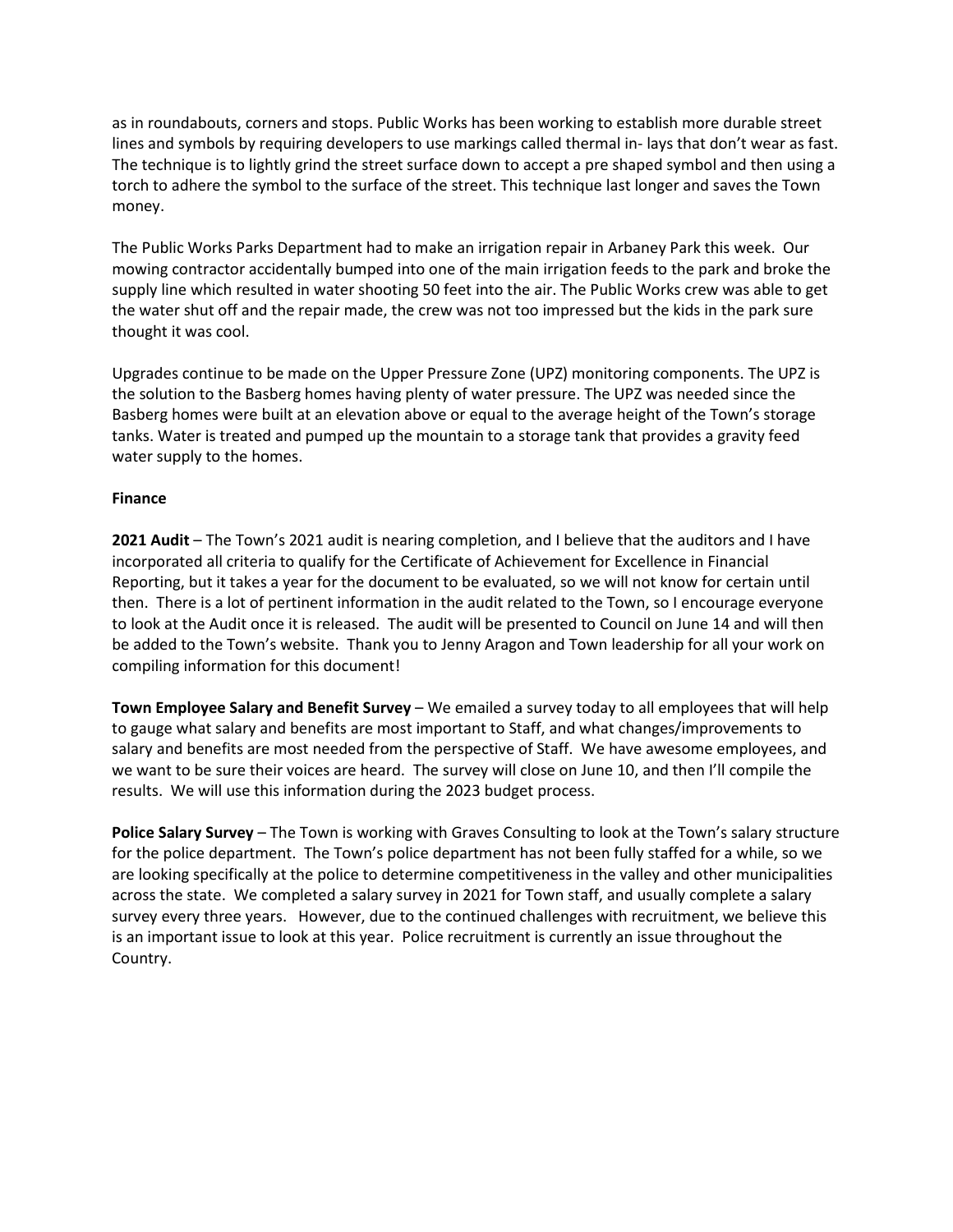as in roundabouts, corners and stops. Public Works has been working to establish more durable street lines and symbols by requiring developers to use markings called thermal in- lays that don't wear as fast. The technique is to lightly grind the street surface down to accept a pre shaped symbol and then using a torch to adhere the symbol to the surface of the street. This technique last longer and saves the Town money.

The Public Works Parks Department had to make an irrigation repair in Arbaney Park this week. Our mowing contractor accidentally bumped into one of the main irrigation feeds to the park and broke the supply line which resulted in water shooting 50 feet into the air. The Public Works crew was able to get the water shut off and the repair made, the crew was not too impressed but the kids in the park sure thought it was cool.

Upgrades continue to be made on the Upper Pressure Zone (UPZ) monitoring components. The UPZ is the solution to the Basberg homes having plenty of water pressure. The UPZ was needed since the Basberg homes were built at an elevation above or equal to the average height of the Town's storage tanks. Water is treated and pumped up the mountain to a storage tank that provides a gravity feed water supply to the homes.

**Finance**

**2021 Audit** – The Town's 2021 audit is nearing completion, and I believe that the auditors and I have incorporated all criteria to qualify for the Certificate of Achievement for Excellence in Financial Reporting, but it takes a year for the document to be evaluated, so we will not know for certain until then. There is a lot of pertinent information in the audit related to the Town, so I encourage everyone to look at the Audit once it is released. The audit will be presented to Council on June 14 and will then be added to the Town's website. Thank you to Jenny Aragon and Town leadership for all your work on compiling information for this document!

**Town Employee Salary and Benefit Survey** – We emailed a survey today to all employees that will help to gauge what salary and benefits are most important to Staff, and what changes/improvements to salary and benefits are most needed from the perspective of Staff. We have awesome employees, and we want to be sure their voices are heard. The survey will close on June 10, and then I'll compile the results. We will use this information during the 2023 budget process.

**Police Salary Survey** – The Town is working with Graves Consulting to look at the Town's salary structure for the police department. The Town's police department has not been fully staffed for a while, so we are looking specifically at the police to determine competitiveness in the valley and other municipalities across the state. We completed a salary survey in 2021 for Town staff, and usually complete a salary survey every three years. However, due to the continued challenges with recruitment, we believe this is an important issue to look at this year. Police recruitment is currently an issue throughout the Country.